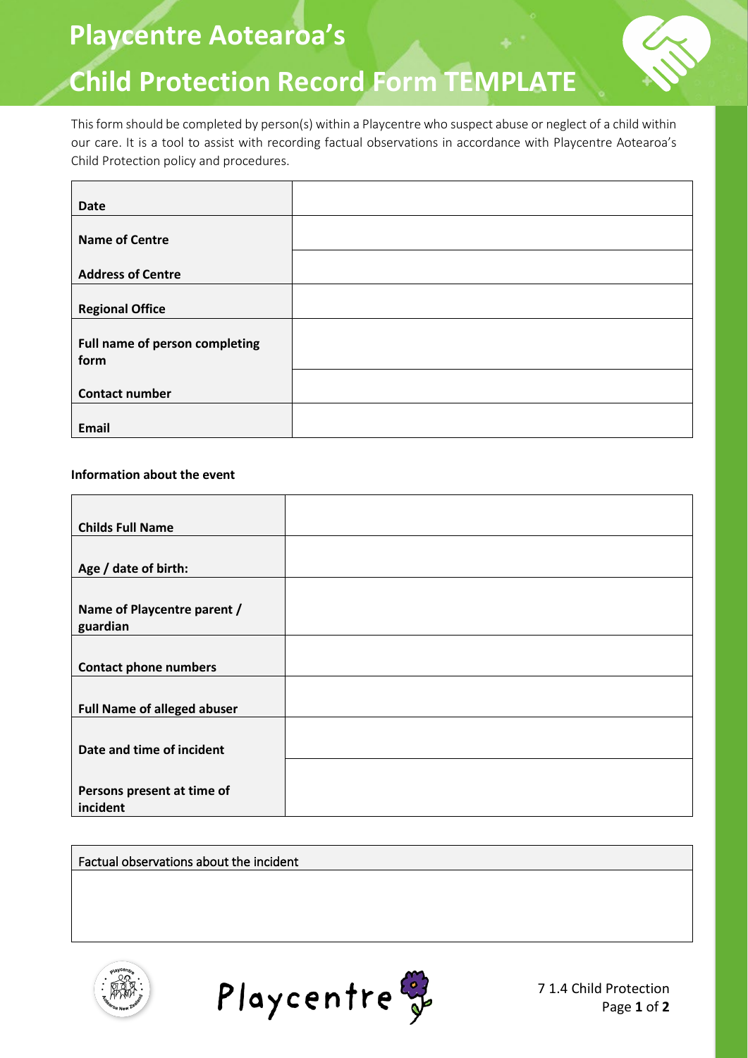# Playcentre Aotearoa's

# Child Protection Record Form TEMPLATE

This form should be completed by person(s) within a Playcentre who suspect abuse or neglect of a child within our care. It is a tool to assist with recording factual observations in accordance with Playcentre Aotearoa's Child Protection policy and procedures.

| | |
|---|---|
| **Date** | |
| **Name of Centre** | |
| **Address of Centre** | |
| **Regional Office** | |
| **Full name of person completing form** | |
| **Contact number** | |
| **Email** | |

**Information about the event**

| | |
|---|---|
| **Childs Full Name** | |
| **Age / date of birth:** | |
| **Name of Playcentre parent / guardian** | |
| **Contact phone numbers** | |
| **Full Name of alleged abuser** | |
| **Date and time of incident** | |
| **Persons present at time of incident** | |

| Factual observations about the incident |
|---|
| |

7 1.4 Child Protection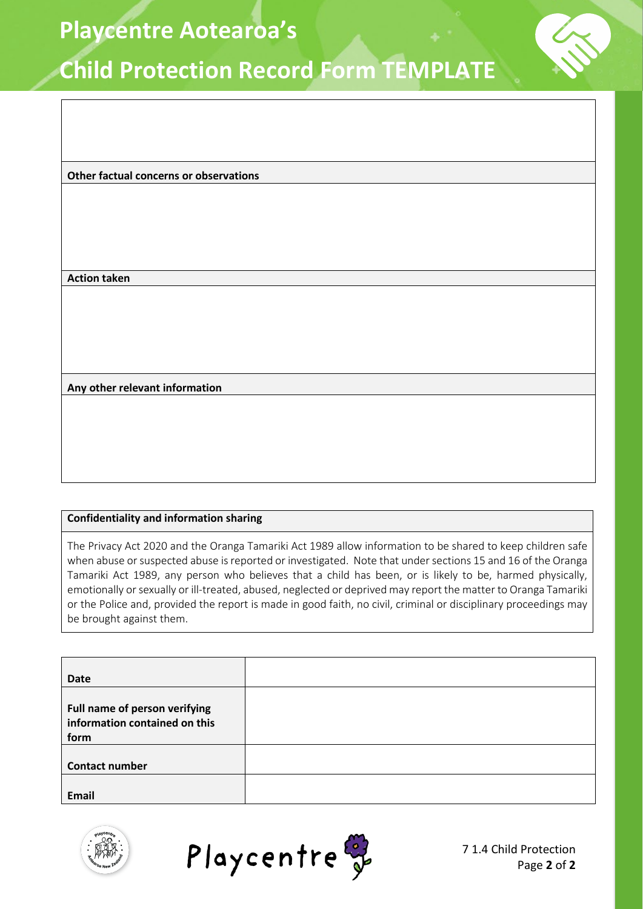# Playcentre Aotearoa's

# Child Protection Record Form TEMPLATE

**Other factual concerns or observations**

**Action taken**

**Any other relevant information**

**Confidentiality and information sharing**

The Privacy Act 2020 and the Oranga Tamariki Act 1989 allow information to be shared to keep children safe when abuse or suspected abuse is reported or investigated. Note that under sections 15 and 16 of the Oranga Tamariki Act 1989, any person who believes that a child has been, or is likely to be, harmed physically, emotionally or sexually or ill-treated, abused, neglected or deprived may report the matter to Oranga Tamariki or the Police and, provided the report is made in good faith, no civil, criminal or disciplinary proceedings may be brought against them.

| | |
|---|---|
| **Date** | |
| **Full name of person verifying information contained on this form** | |
| **Contact number** | |
| **Email** | |

7 1.4 Child Protection